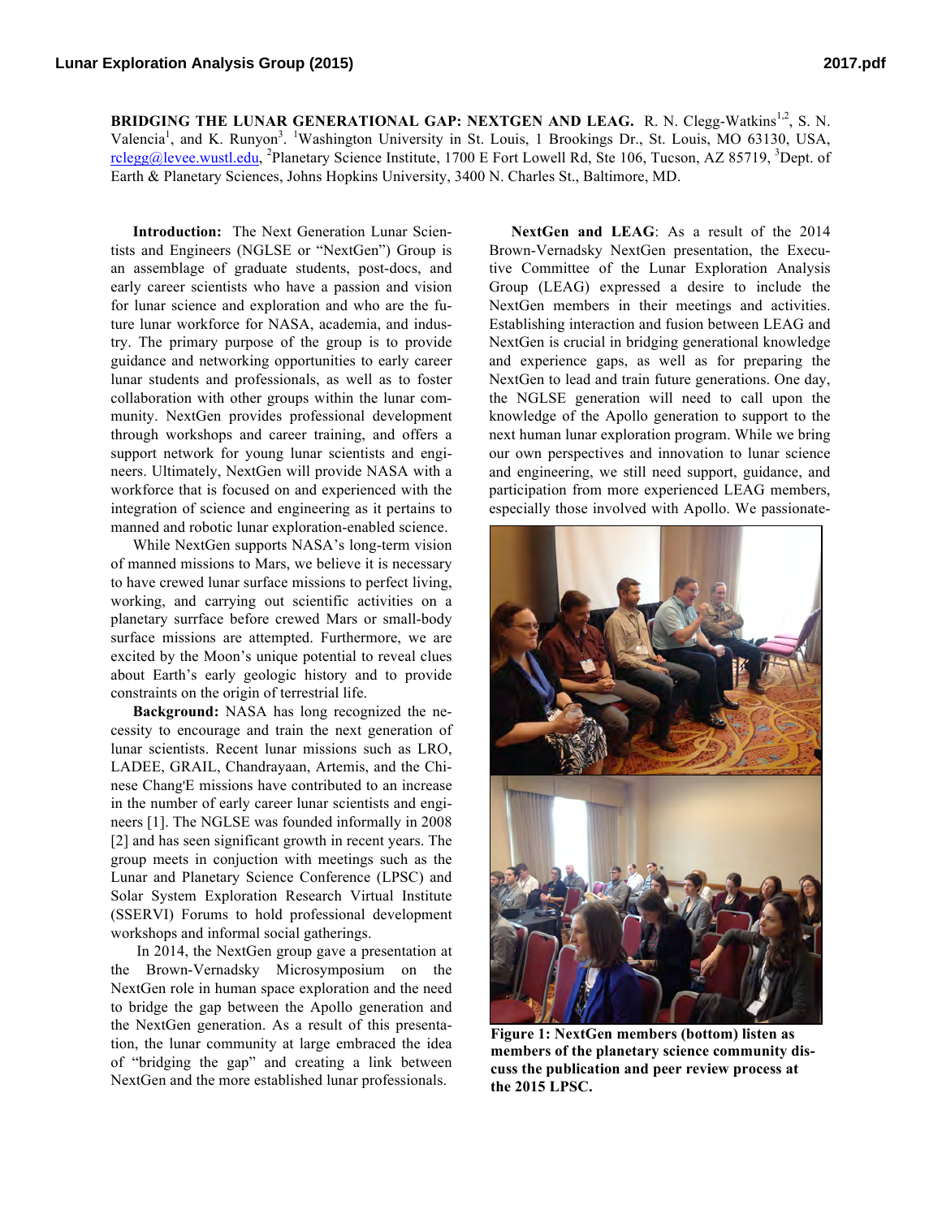**BRIDGING THE LUNAR GENERATIONAL GAP: NEXTGEN AND LEAG.** R. N. Clegg-Watkins[1,2], S. N. Valencia[1], and K. Runyon[3]. [1]Washington University in St. Louis, 1 Brookings Dr., St. Louis, MO 63130, USA, rclegg@levee.wustl.edu, [2]Planetary Science Institute, 1700 E Fort Lowell Rd, Ste 106, Tucson, AZ 85719, [3]Dept. of Earth & Planetary Sciences, Johns Hopkins University, 3400 N. Charles St., Baltimore, MD.

**Introduction:** The Next Generation Lunar Scientists and Engineers (NGLSE or "NextGen") Group is an assemblage of graduate students, post-docs, and early career scientists who have a passion and vision for lunar science and exploration and who are the future lunar workforce for NASA, academia, and industry. The primary purpose of the group is to provide guidance and networking opportunities to early career lunar students and professionals, as well as to foster collaboration with other groups within the lunar community. NextGen provides professional development through workshops and career training, and offers a support network for young lunar scientists and engineers. Ultimately, NextGen will provide NASA with a workforce that is focused on and experienced with the integration of science and engineering as it pertains to manned and robotic lunar exploration-enabled science.

While NextGen supports NASA's long-term vision of manned missions to Mars, we believe it is necessary to have crewed lunar surface missions to perfect living, working, and carrying out scientific activities on a planetary surrface before crewed Mars or small-body surface missions are attempted. Furthermore, we are excited by the Moon's unique potential to reveal clues about Earth's early geologic history and to provide constraints on the origin of terrestrial life.

**Background:** NASA has long recognized the necessity to encourage and train the next generation of lunar scientists. Recent lunar missions such as LRO, LADEE, GRAIL, Chandrayaan, Artemis, and the Chinese Chang'E missions have contributed to an increase in the number of early career lunar scientists and engineers [1]. The NGLSE was founded informally in 2008 [2] and has seen significant growth in recent years. The group meets in conjuction with meetings such as the Lunar and Planetary Science Conference (LPSC) and Solar System Exploration Research Virtual Institute (SSERVI) Forums to hold professional development workshops and informal social gatherings.

In 2014, the NextGen group gave a presentation at the Brown-Vernadsky Microsymposium on the NextGen role in human space exploration and the need to bridge the gap between the Apollo generation and the NextGen generation. As a result of this presentation, the lunar community at large embraced the idea of "bridging the gap" and creating a link between NextGen and the more established lunar professionals.

**NextGen and LEAG**: As a result of the 2014 Brown-Vernadsky NextGen presentation, the Executive Committee of the Lunar Exploration Analysis Group (LEAG) expressed a desire to include the NextGen members in their meetings and activities. Establishing interaction and fusion between LEAG and NextGen is crucial in bridging generational knowledge and experience gaps, as well as for preparing the NextGen to lead and train future generations. One day, the NGLSE generation will need to call upon the knowledge of the Apollo generation to support to the next human lunar exploration program. While we bring our own perspectives and innovation to lunar science and engineering, we still need support, guidance, and participation from more experienced LEAG members, especially those involved with Apollo. We passionate-

**Figure 1: NextGen members (bottom) listen as members of the planetary science community discuss the publication and peer review process at the 2015 LPSC.**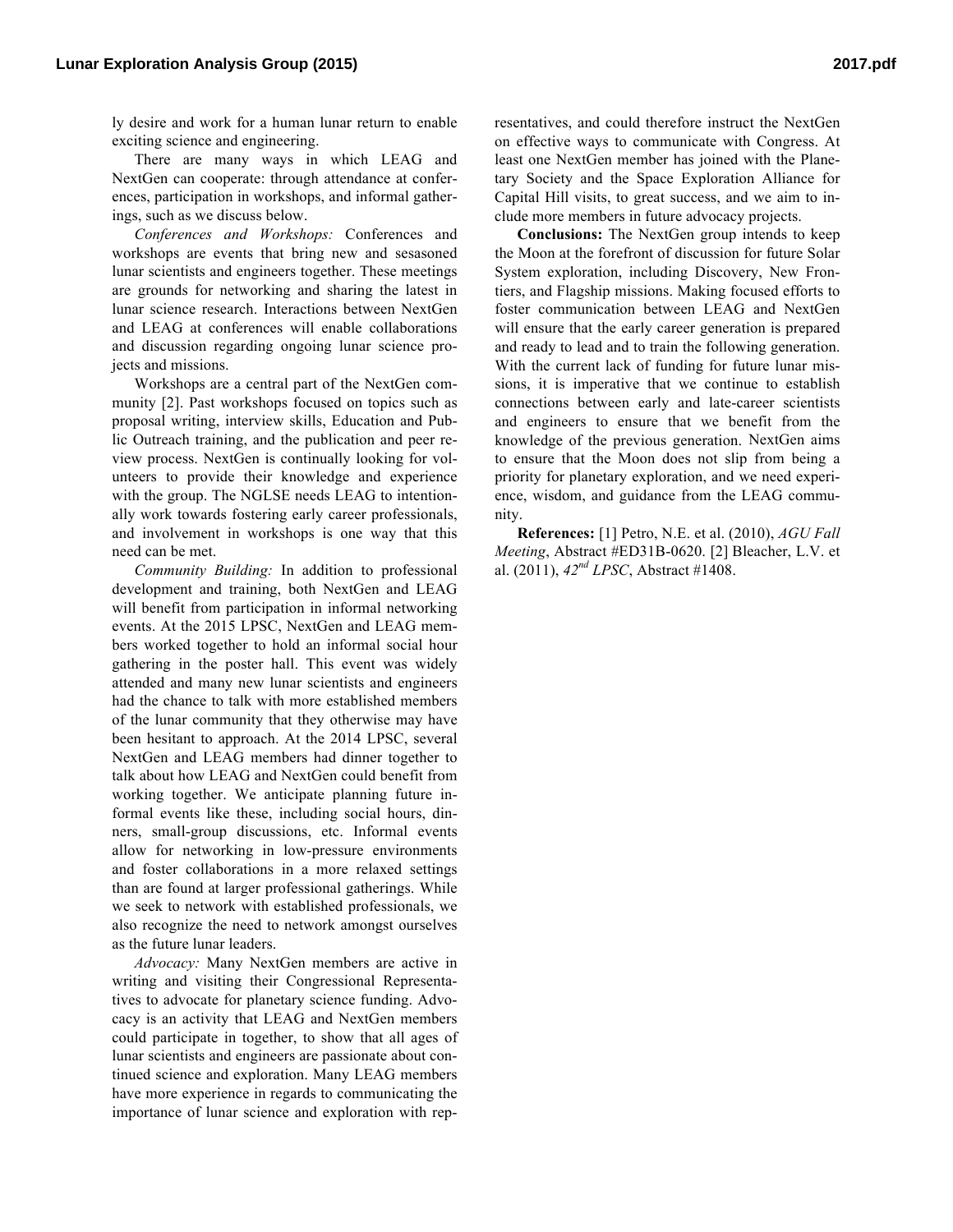ly desire and work for a human lunar return to enable exciting science and engineering.

There are many ways in which LEAG and NextGen can cooperate: through attendance at conferences, participation in workshops, and informal gatherings, such as we discuss below.

*Conferences and Workshops:* Conferences and workshops are events that bring new and sesasoned lunar scientists and engineers together. These meetings are grounds for networking and sharing the latest in lunar science research. Interactions between NextGen and LEAG at conferences will enable collaborations and discussion regarding ongoing lunar science projects and missions.

Workshops are a central part of the NextGen community [2]. Past workshops focused on topics such as proposal writing, interview skills, Education and Public Outreach training, and the publication and peer review process. NextGen is continually looking for volunteers to provide their knowledge and experience with the group. The NGLSE needs LEAG to intentionally work towards fostering early career professionals, and involvement in workshops is one way that this need can be met.

*Community Building:* In addition to professional development and training, both NextGen and LEAG will benefit from participation in informal networking events. At the 2015 LPSC, NextGen and LEAG members worked together to hold an informal social hour gathering in the poster hall. This event was widely attended and many new lunar scientists and engineers had the chance to talk with more established members of the lunar community that they otherwise may have been hesitant to approach. At the 2014 LPSC, several NextGen and LEAG members had dinner together to talk about how LEAG and NextGen could benefit from working together. We anticipate planning future informal events like these, including social hours, dinners, small-group discussions, etc. Informal events allow for networking in low-pressure environments and foster collaborations in a more relaxed settings than are found at larger professional gatherings. While we seek to network with established professionals, we also recognize the need to network amongst ourselves as the future lunar leaders.

*Advocacy:* Many NextGen members are active in writing and visiting their Congressional Representatives to advocate for planetary science funding. Advocacy is an activity that LEAG and NextGen members could participate in together, to show that all ages of lunar scientists and engineers are passionate about continued science and exploration. Many LEAG members have more experience in regards to communicating the importance of lunar science and exploration with representatives, and could therefore instruct the NextGen on effective ways to communicate with Congress. At least one NextGen member has joined with the Planetary Society and the Space Exploration Alliance for Capital Hill visits, to great success, and we aim to include more members in future advocacy projects.

**Conclusions:** The NextGen group intends to keep the Moon at the forefront of discussion for future Solar System exploration, including Discovery, New Frontiers, and Flagship missions. Making focused efforts to foster communication between LEAG and NextGen will ensure that the early career generation is prepared and ready to lead and to train the following generation. With the current lack of funding for future lunar missions, it is imperative that we continue to establish connections between early and late-career scientists and engineers to ensure that we benefit from the knowledge of the previous generation. NextGen aims to ensure that the Moon does not slip from being a priority for planetary exploration, and we need experience, wisdom, and guidance from the LEAG community.

**References:** [1] Petro, N.E. et al. (2010), *AGU Fall Meeting*, Abstract #ED31B-0620. [2] Bleacher, L.V. et al. (2011), *42nd LPSC*, Abstract #1408.